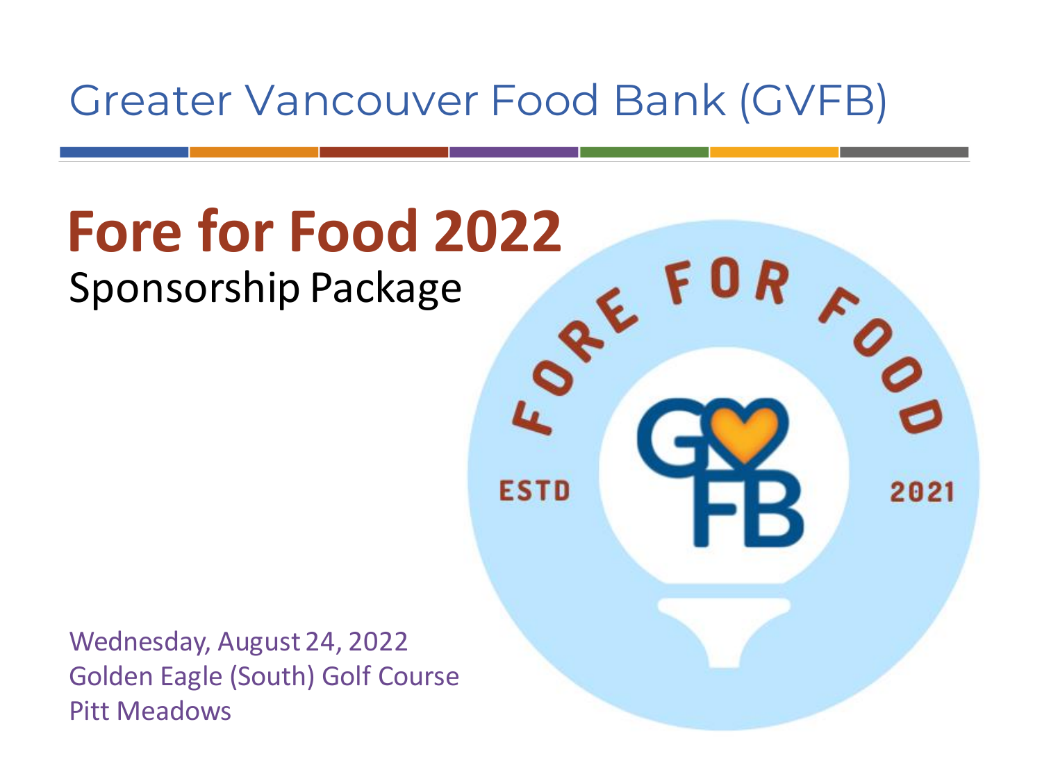Greater Vancouver Food Bank (GVFB)

# Fore for Food 2022

Sponsorship Package

Wednesday, August 24, 2022
Golden Eagle (South) Golf Course
Pitt Meadows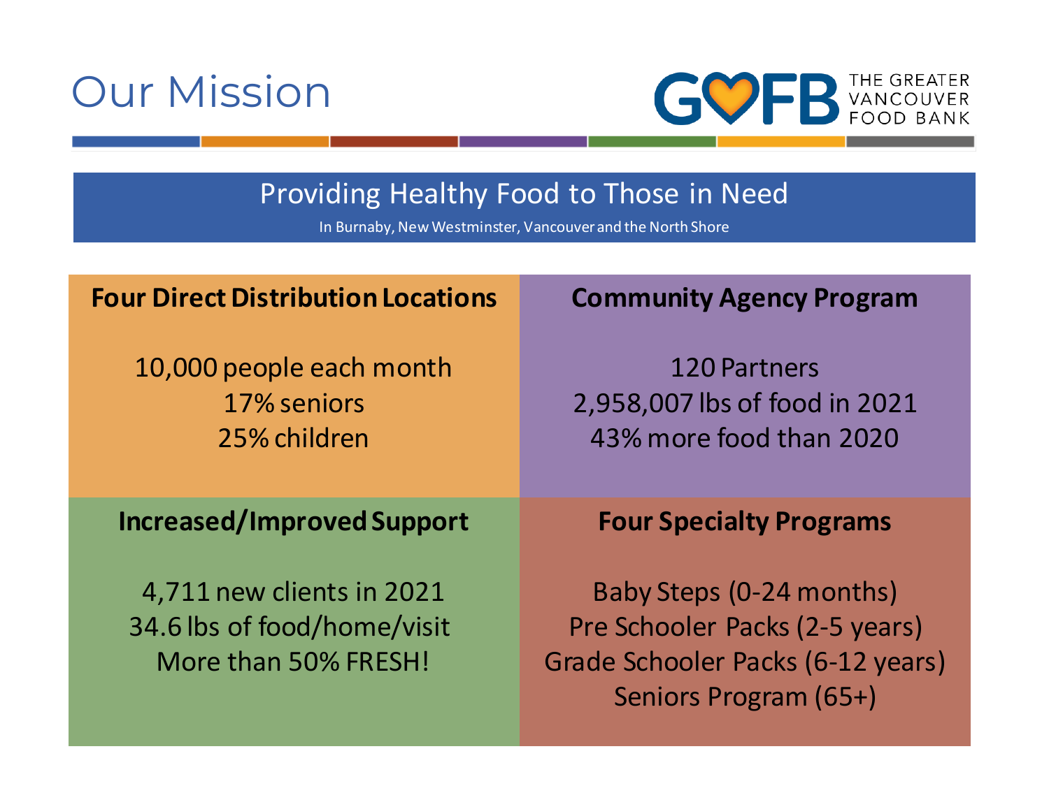# Our Mission

THE GREATER VANCOUVER FOOD BANK

## Providing Healthy Food to Those in Need

In Burnaby, New Westminster, Vancouver and the North Shore

### Four Direct Distribution Locations

10,000 people each month
17% seniors
25% children

### Community Agency Program

120 Partners
2,958,007 lbs of food in 2021
43% more food than 2020

### Increased/Improved Support

4,711 new clients in 2021
34.6 lbs of food/home/visit
More than 50% FRESH!

### Four Specialty Programs

Baby Steps (0-24 months)
Pre Schooler Packs (2-5 years)
Grade Schooler Packs (6-12 years)
Seniors Program (65+)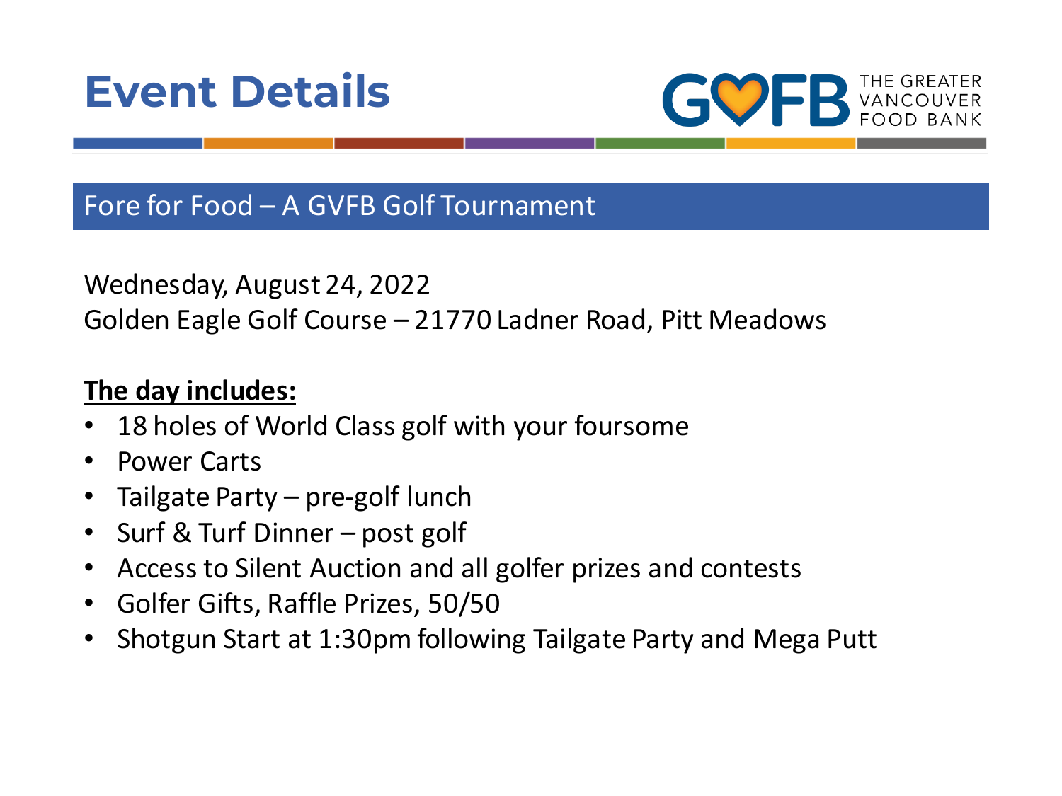# Event Details

THE GREATER VANCOUVER FOOD BANK

## Fore for Food – A GVFB Golf Tournament

Wednesday, August 24, 2022
Golden Eagle Golf Course – 21770 Ladner Road, Pitt Meadows

**The day includes:**

- 18 holes of World Class golf with your foursome
- Power Carts
- Tailgate Party – pre-golf lunch
- Surf & Turf Dinner – post golf
- Access to Silent Auction and all golfer prizes and contests
- Golfer Gifts, Raffle Prizes, 50/50
- Shotgun Start at 1:30pm following Tailgate Party and Mega Putt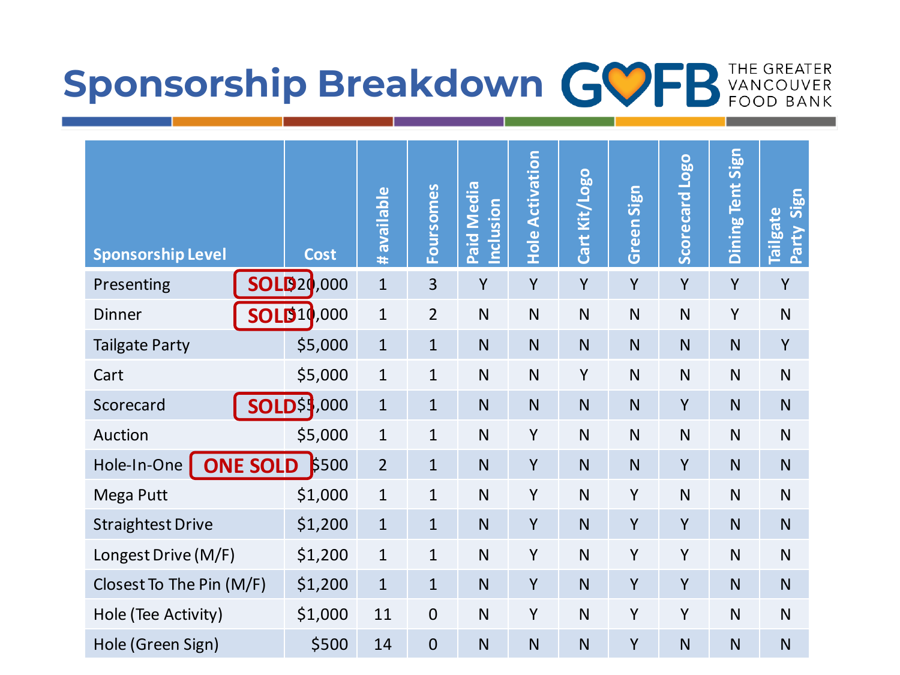# Sponsorship Breakdown

THE GREATER VANCOUVER FOOD BANK

| Sponsorship Level | Cost | # available | Foursomes | Paid Media Inclusion | Hole Activation | Cart Kit/Logo | Green Sign | Scorecard Logo | Dining Tent Sign | Tailgate Party Sign |
|---|---|---|---|---|---|---|---|---|---|---|
| Presenting **SOLD** | $20,000 | 1 | 3 | Y | Y | Y | Y | Y | Y | Y |
| Dinner **SOLD** | $10,000 | 1 | 2 | N | N | N | N | N | Y | N |
| Tailgate Party | $5,000 | 1 | 1 | N | N | N | N | N | N | Y |
| Cart | $5,000 | 1 | 1 | N | N | Y | N | N | N | N |
| Scorecard **SOLD** | $5,000 | 1 | 1 | N | N | N | N | Y | N | N |
| Auction | $5,000 | 1 | 1 | N | Y | N | N | N | N | N |
| Hole-In-One **ONE SOLD** | $500 | 2 | 1 | N | Y | N | N | Y | N | N |
| Mega Putt | $1,000 | 1 | 1 | N | Y | N | Y | N | N | N |
| Straightest Drive | $1,200 | 1 | 1 | N | Y | N | Y | Y | N | N |
| Longest Drive (M/F) | $1,200 | 1 | 1 | N | Y | N | Y | Y | N | N |
| Closest To The Pin (M/F) | $1,200 | 1 | 1 | N | Y | N | Y | Y | N | N |
| Hole (Tee Activity) | $1,000 | 11 | 0 | N | Y | N | Y | Y | N | N |
| Hole (Green Sign) | $500 | 14 | 0 | N | N | N | Y | N | N | N |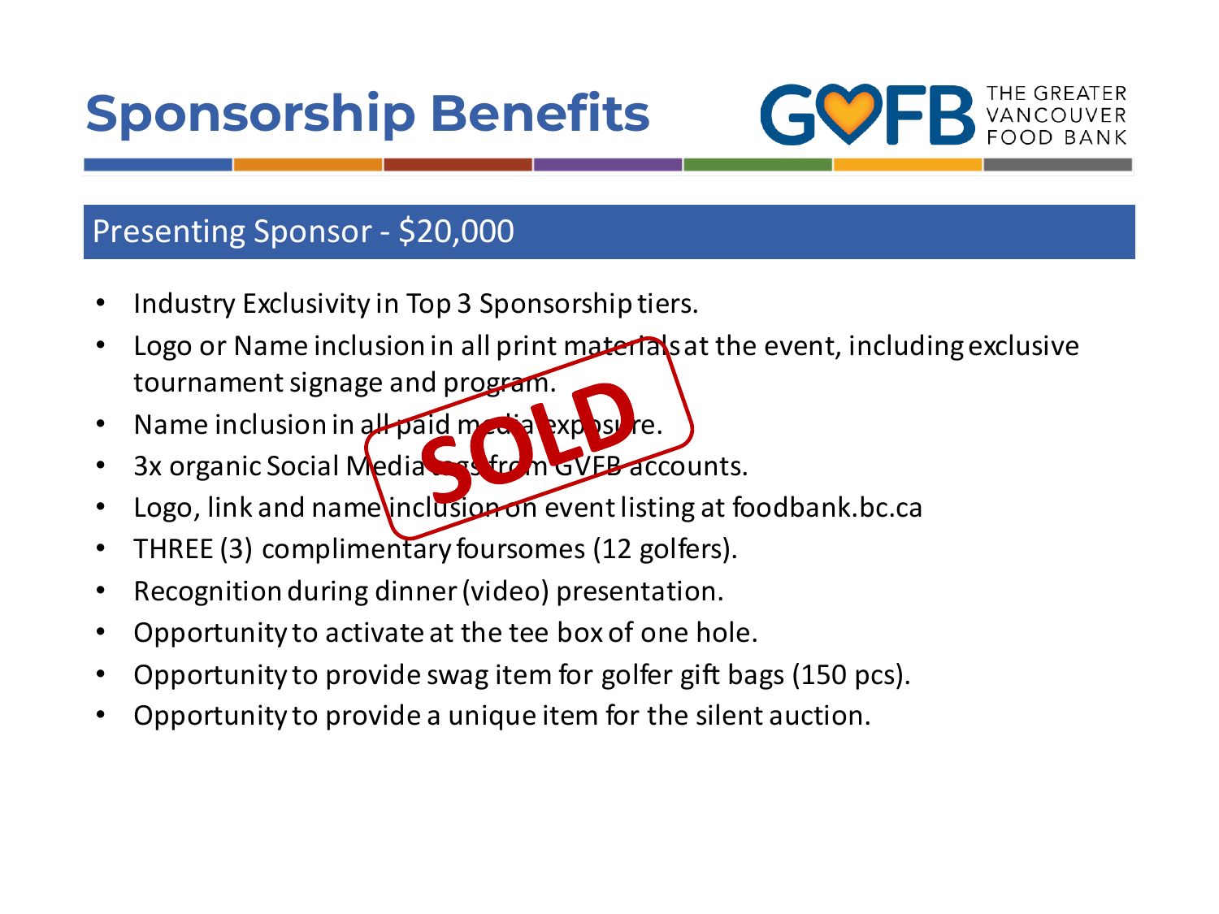# Sponsorship Benefits

THE GREATER VANCOUVER FOOD BANK

## Presenting Sponsor - $20,000

SOLD

- Industry Exclusivity in Top 3 Sponsorship tiers.
- Logo or Name inclusion in all print materials at the event, including exclusive tournament signage and program.
- Name inclusion in all paid media exposure.
- 3x organic Social Media tags from GVFB accounts.
- Logo, link and name inclusion on event listing at foodbank.bc.ca
- THREE (3) complimentary foursomes (12 golfers).
- Recognition during dinner (video) presentation.
- Opportunity to activate at the tee box of one hole.
- Opportunity to provide swag item for golfer gift bags (150 pcs).
- Opportunity to provide a unique item for the silent auction.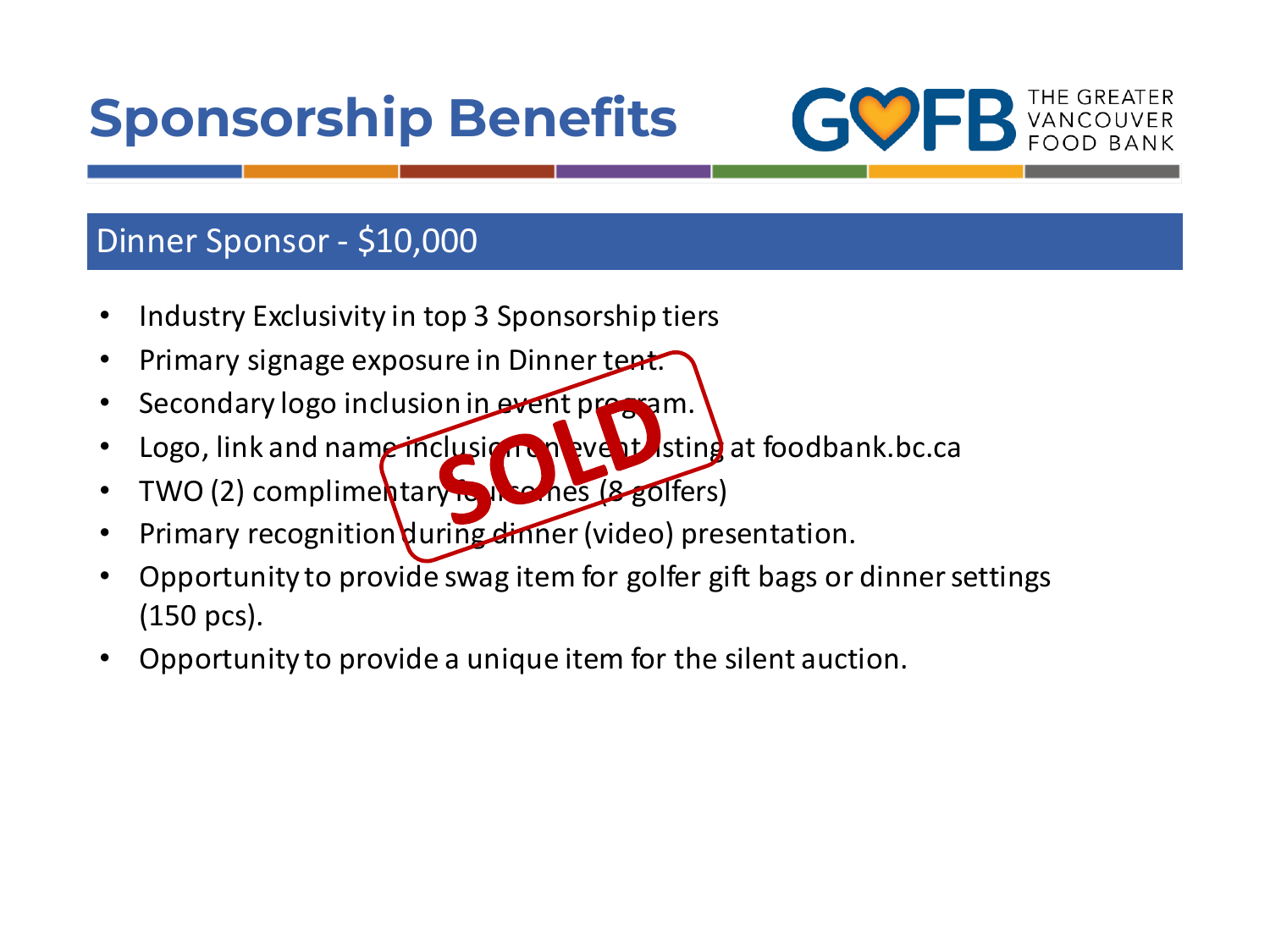# Sponsorship Benefits

THE GREATER VANCOUVER FOOD BANK

## Dinner Sponsor - $10,000

SOLD

- Industry Exclusivity in top 3 Sponsorship tiers
- Primary signage exposure in Dinner tent.
- Secondary logo inclusion in event program.
- Logo, link and name inclusion on event listing at foodbank.bc.ca
- TWO (2) complimentary foursomes (8 golfers)
- Primary recognition during dinner (video) presentation.
- Opportunity to provide swag item for golfer gift bags or dinner settings (150 pcs).
- Opportunity to provide a unique item for the silent auction.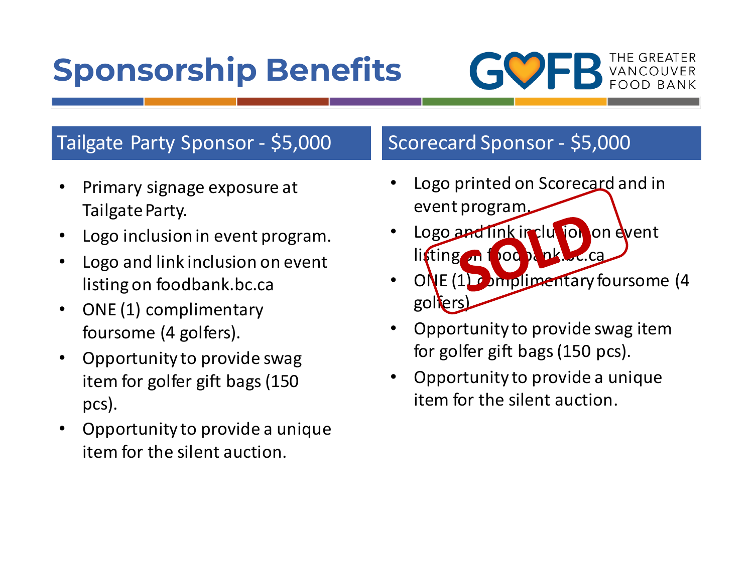# Sponsorship Benefits

THE GREATER VANCOUVER FOOD BANK

## Tailgate Party Sponsor - $5,000

- Primary signage exposure at Tailgate Party.
- Logo inclusion in event program.
- Logo and link inclusion on event listing on foodbank.bc.ca
- ONE (1) complimentary foursome (4 golfers).
- Opportunity to provide swag item for golfer gift bags (150 pcs).
- Opportunity to provide a unique item for the silent auction.

## Scorecard Sponsor - $5,000

SOLD

- Logo printed on Scorecard and in event program.
- Logo and link inclusion on event listing on foodbank.bc.ca
- ONE (1) complimentary foursome (4 golfers)
- Opportunity to provide swag item for golfer gift bags (150 pcs).
- Opportunity to provide a unique item for the silent auction.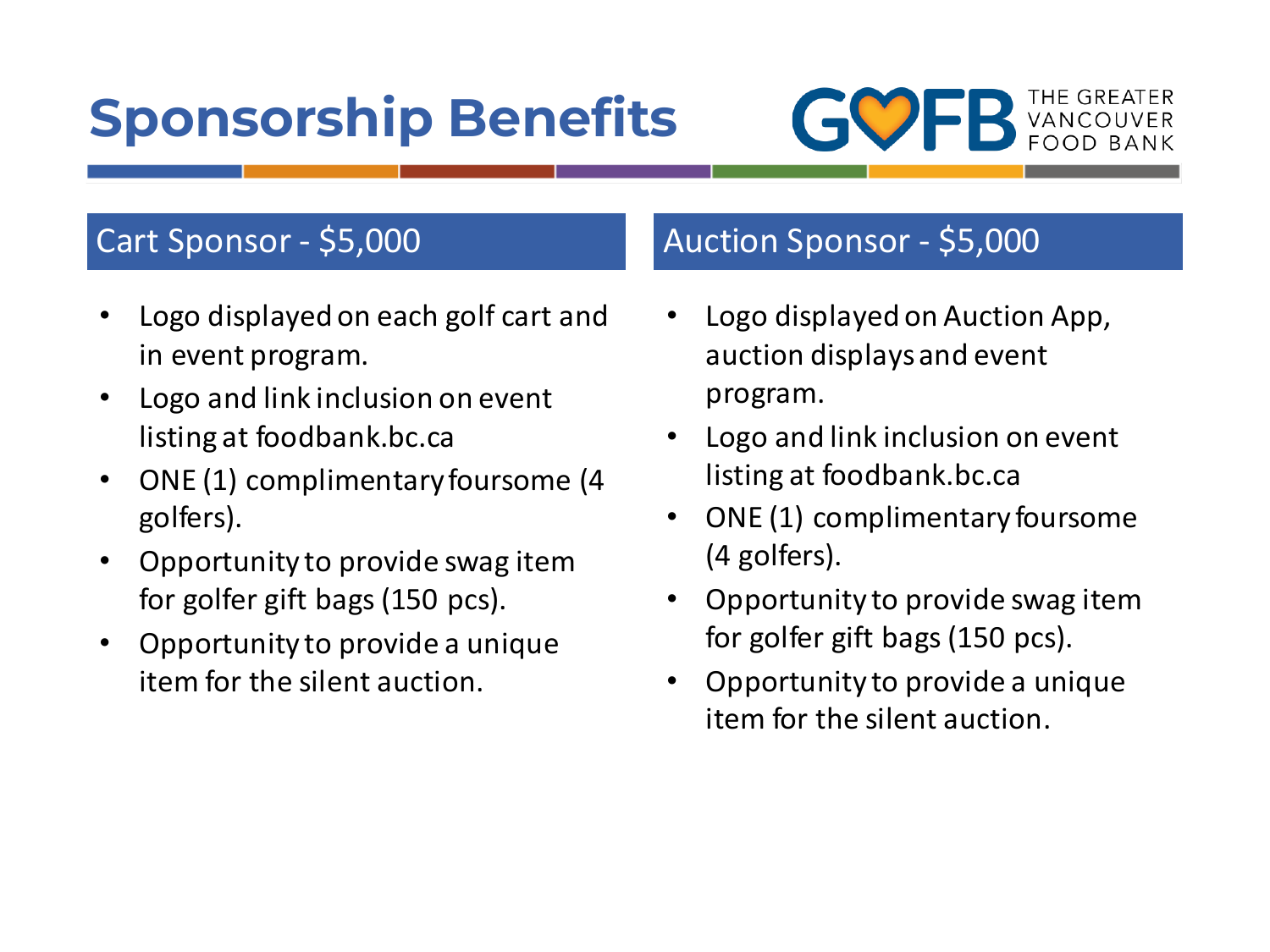# Sponsorship Benefits

THE GREATER VANCOUVER FOOD BANK

## Cart Sponsor - $5,000

- Logo displayed on each golf cart and in event program.
- Logo and link inclusion on event listing at foodbank.bc.ca
- ONE (1) complimentary foursome (4 golfers).
- Opportunity to provide swag item for golfer gift bags (150 pcs).
- Opportunity to provide a unique item for the silent auction.

## Auction Sponsor - $5,000

- Logo displayed on Auction App, auction displays and event program.
- Logo and link inclusion on event listing at foodbank.bc.ca
- ONE (1) complimentary foursome (4 golfers).
- Opportunity to provide swag item for golfer gift bags (150 pcs).
- Opportunity to provide a unique item for the silent auction.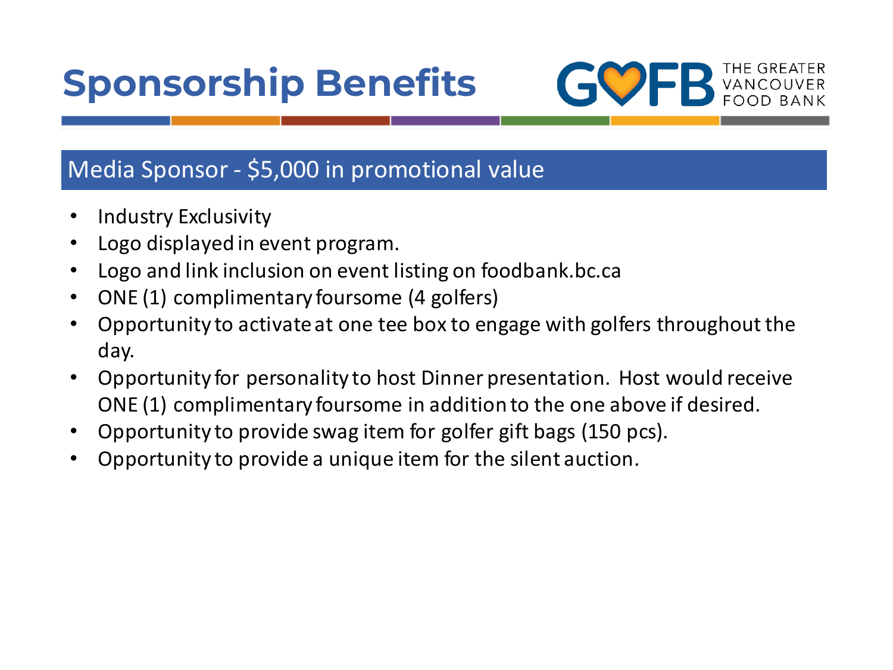# Sponsorship Benefits

THE GREATER VANCOUVER FOOD BANK

## Media Sponsor - $5,000 in promotional value

- Industry Exclusivity
- Logo displayed in event program.
- Logo and link inclusion on event listing on foodbank.bc.ca
- ONE (1) complimentary foursome (4 golfers)
- Opportunity to activate at one tee box to engage with golfers throughout the day.
- Opportunity for personality to host Dinner presentation. Host would receive ONE (1) complimentary foursome in addition to the one above if desired.
- Opportunity to provide swag item for golfer gift bags (150 pcs).
- Opportunity to provide a unique item for the silent auction.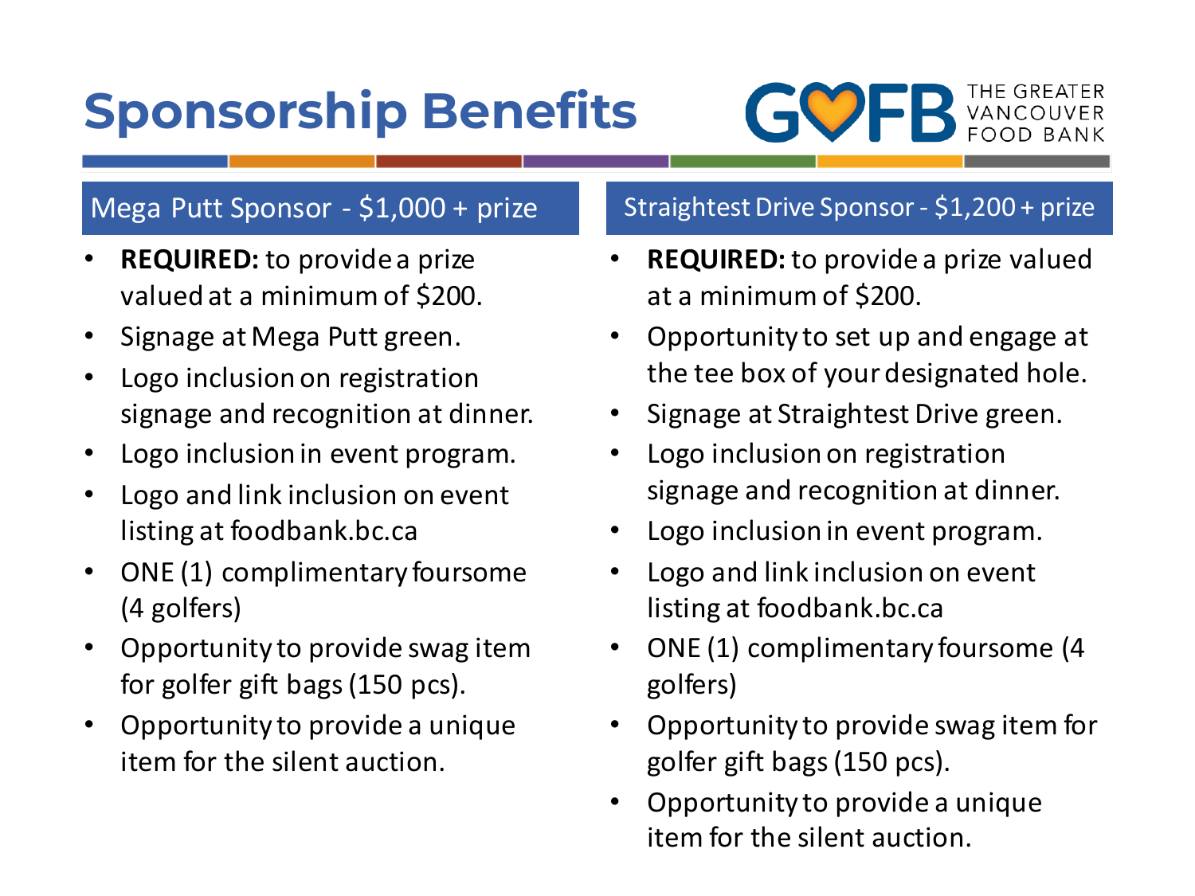# Sponsorship Benefits

THE GREATER VANCOUVER FOOD BANK

## Mega Putt Sponsor - $1,000 + prize

- **REQUIRED:** to provide a prize valued at a minimum of $200.
- Signage at Mega Putt green.
- Logo inclusion on registration signage and recognition at dinner.
- Logo inclusion in event program.
- Logo and link inclusion on event listing at foodbank.bc.ca
- ONE (1) complimentary foursome (4 golfers)
- Opportunity to provide swag item for golfer gift bags (150 pcs).
- Opportunity to provide a unique item for the silent auction.

## Straightest Drive Sponsor - $1,200 + prize

- **REQUIRED:** to provide a prize valued at a minimum of $200.
- Opportunity to set up and engage at the tee box of your designated hole.
- Signage at Straightest Drive green.
- Logo inclusion on registration signage and recognition at dinner.
- Logo inclusion in event program.
- Logo and link inclusion on event listing at foodbank.bc.ca
- ONE (1) complimentary foursome (4 golfers)
- Opportunity to provide swag item for golfer gift bags (150 pcs).
- Opportunity to provide a unique item for the silent auction.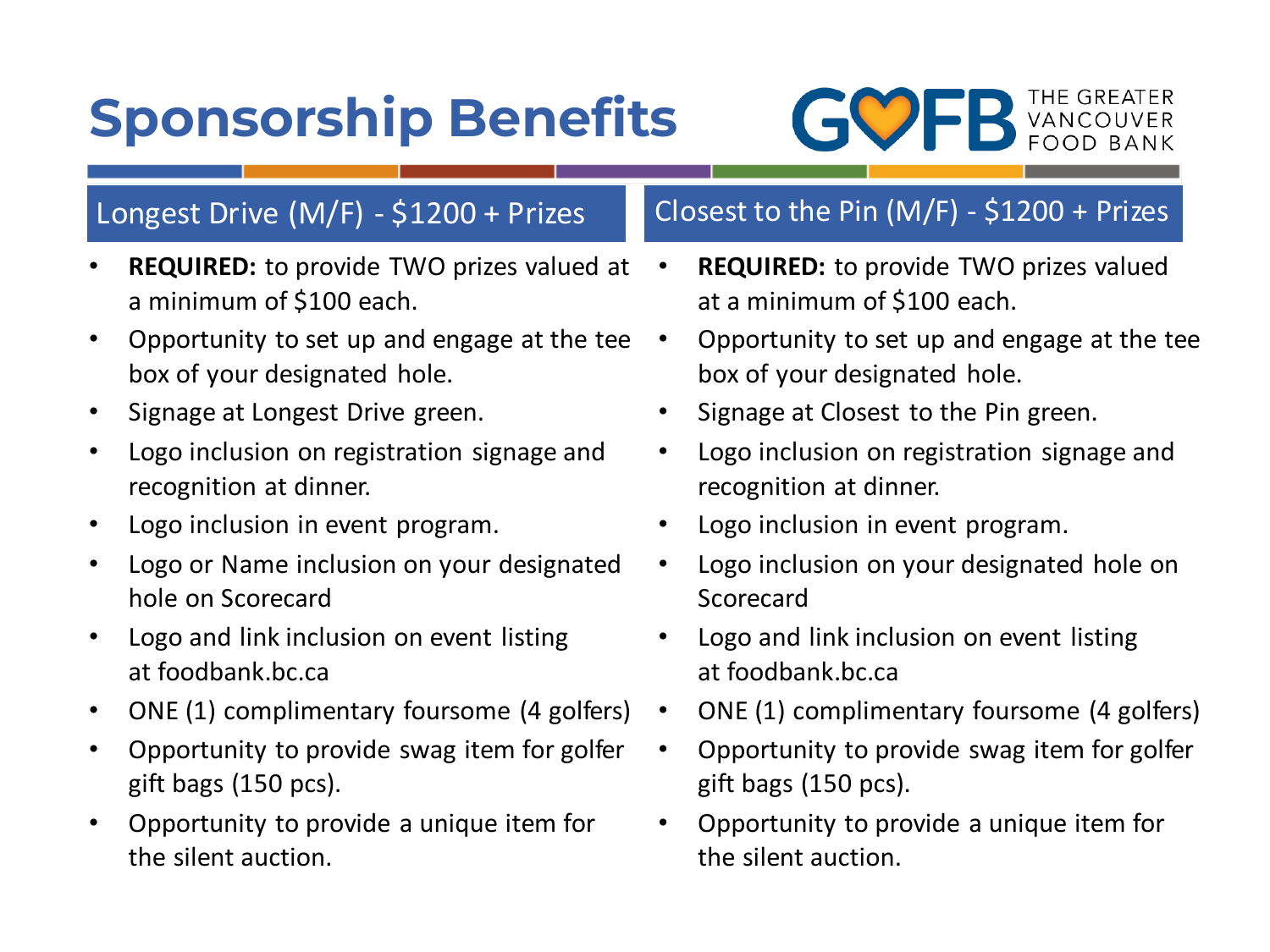# Sponsorship Benefits

THE GREATER VANCOUVER FOOD BANK

## Longest Drive (M/F) - $1200 + Prizes

- **REQUIRED:** to provide TWO prizes valued at a minimum of $100 each.
- Opportunity to set up and engage at the tee box of your designated hole.
- Signage at Longest Drive green.
- Logo inclusion on registration signage and recognition at dinner.
- Logo inclusion in event program.
- Logo or Name inclusion on your designated hole on Scorecard
- Logo and link inclusion on event listing at foodbank.bc.ca
- ONE (1) complimentary foursome (4 golfers)
- Opportunity to provide swag item for golfer gift bags (150 pcs).
- Opportunity to provide a unique item for the silent auction.

## Closest to the Pin (M/F) - $1200 + Prizes

- **REQUIRED:** to provide TWO prizes valued at a minimum of $100 each.
- Opportunity to set up and engage at the tee box of your designated hole.
- Signage at Closest to the Pin green.
- Logo inclusion on registration signage and recognition at dinner.
- Logo inclusion in event program.
- Logo inclusion on your designated hole on Scorecard
- Logo and link inclusion on event listing at foodbank.bc.ca
- ONE (1) complimentary foursome (4 golfers)
- Opportunity to provide swag item for golfer gift bags (150 pcs).
- Opportunity to provide a unique item for the silent auction.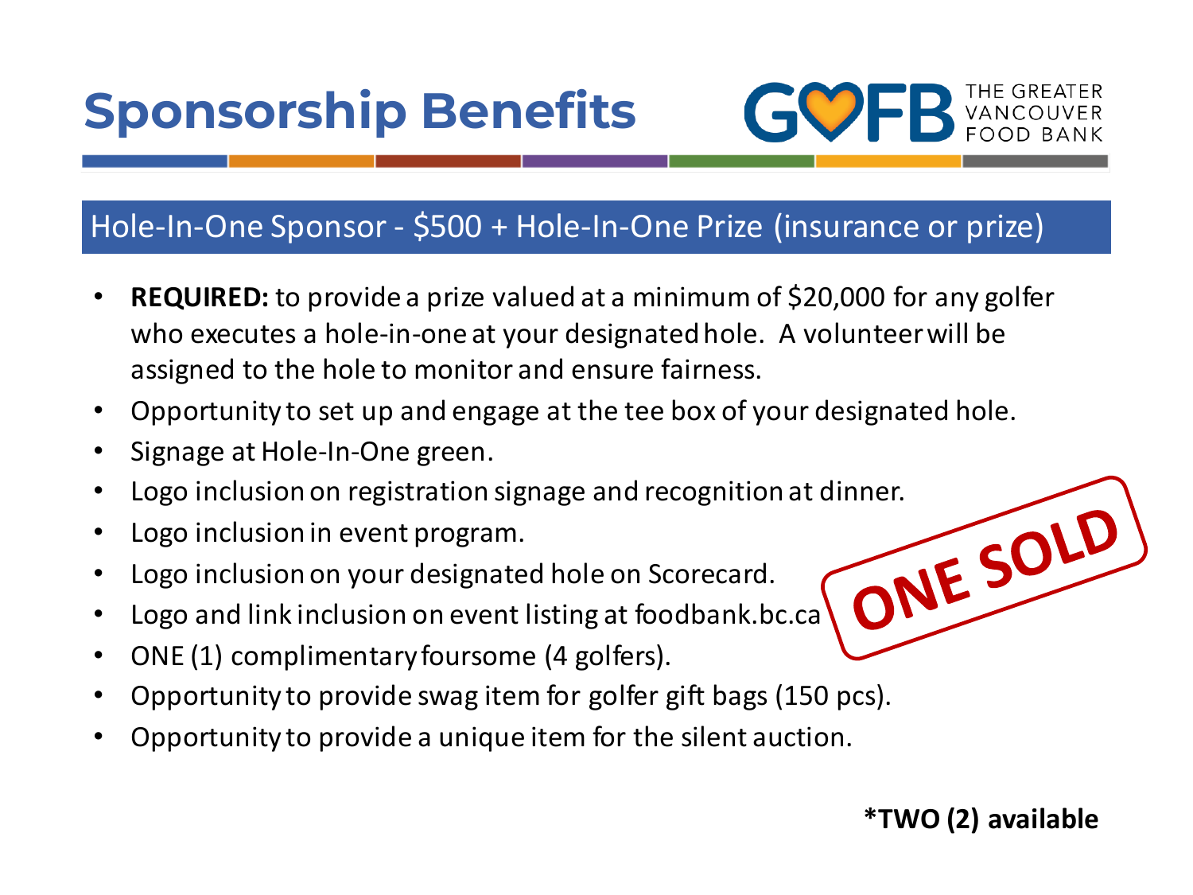# Sponsorship Benefits

THE GREATER VANCOUVER FOOD BANK

## Hole-In-One Sponsor - $500 + Hole-In-One Prize (insurance or prize)

- **REQUIRED:** to provide a prize valued at a minimum of $20,000 for any golfer who executes a hole-in-one at your designated hole. A volunteer will be assigned to the hole to monitor and ensure fairness.
- Opportunity to set up and engage at the tee box of your designated hole.
- Signage at Hole-In-One green.
- Logo inclusion on registration signage and recognition at dinner.
- Logo inclusion in event program.
- Logo inclusion on your designated hole on Scorecard.
- Logo and link inclusion on event listing at foodbank.bc.ca
- ONE (1) complimentary foursome (4 golfers).
- Opportunity to provide swag item for golfer gift bags (150 pcs).
- Opportunity to provide a unique item for the silent auction.

ONE SOLD

**\*TWO (2) available**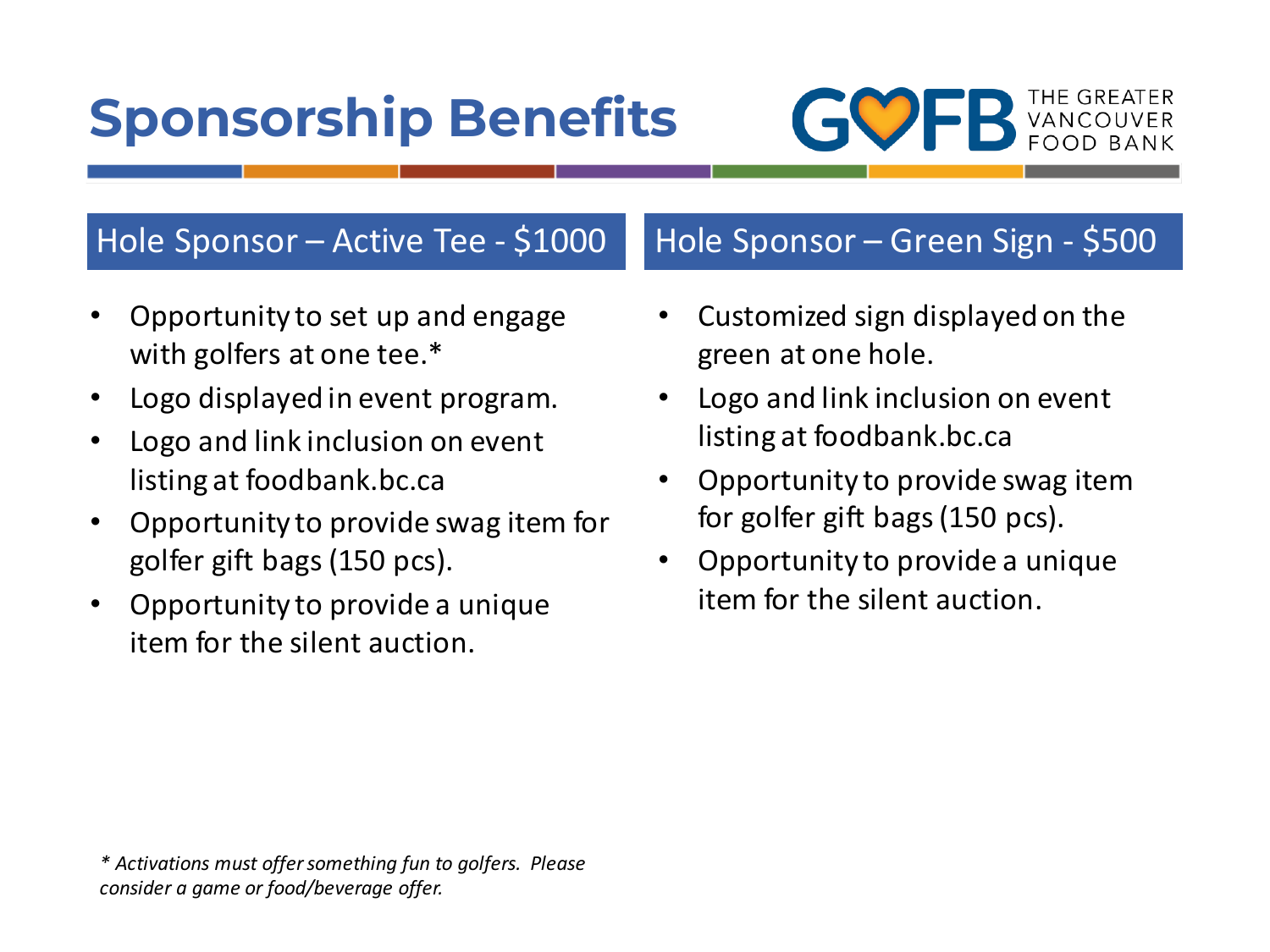# Sponsorship Benefits

THE GREATER VANCOUVER FOOD BANK

## Hole Sponsor – Active Tee - $1000

- Opportunity to set up and engage with golfers at one tee.*
- Logo displayed in event program.
- Logo and link inclusion on event listing at foodbank.bc.ca
- Opportunity to provide swag item for golfer gift bags (150 pcs).
- Opportunity to provide a unique item for the silent auction.

## Hole Sponsor – Green Sign - $500

- Customized sign displayed on the green at one hole.
- Logo and link inclusion on event listing at foodbank.bc.ca
- Opportunity to provide swag item for golfer gift bags (150 pcs).
- Opportunity to provide a unique item for the silent auction.

*\* Activations must offer something fun to golfers. Please consider a game or food/beverage offer.*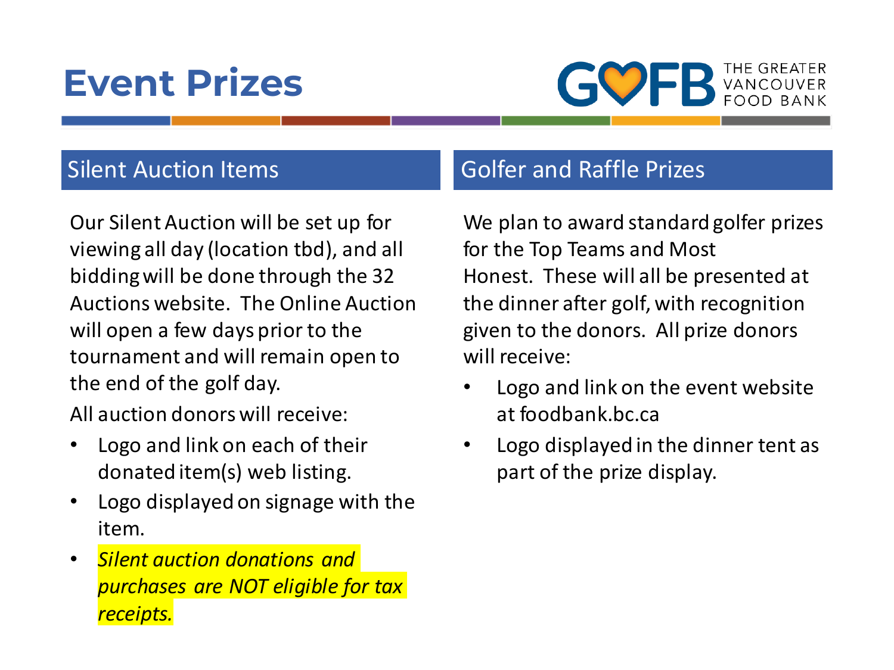# Event Prizes

THE GREATER VANCOUVER FOOD BANK

## Silent Auction Items

Our Silent Auction will be set up for viewing all day (location tbd), and all bidding will be done through the 32 Auctions website. The Online Auction will open a few days prior to the tournament and will remain open to the end of the golf day.

All auction donors will receive:

- Logo and link on each of their donated item(s) web listing.
- Logo displayed on signage with the item.
- *Silent auction donations and purchases are NOT eligible for tax receipts.*

## Golfer and Raffle Prizes

We plan to award standard golfer prizes for the Top Teams and Most Honest. These will all be presented at the dinner after golf, with recognition given to the donors. All prize donors will receive:

- Logo and link on the event website at foodbank.bc.ca
- Logo displayed in the dinner tent as part of the prize display.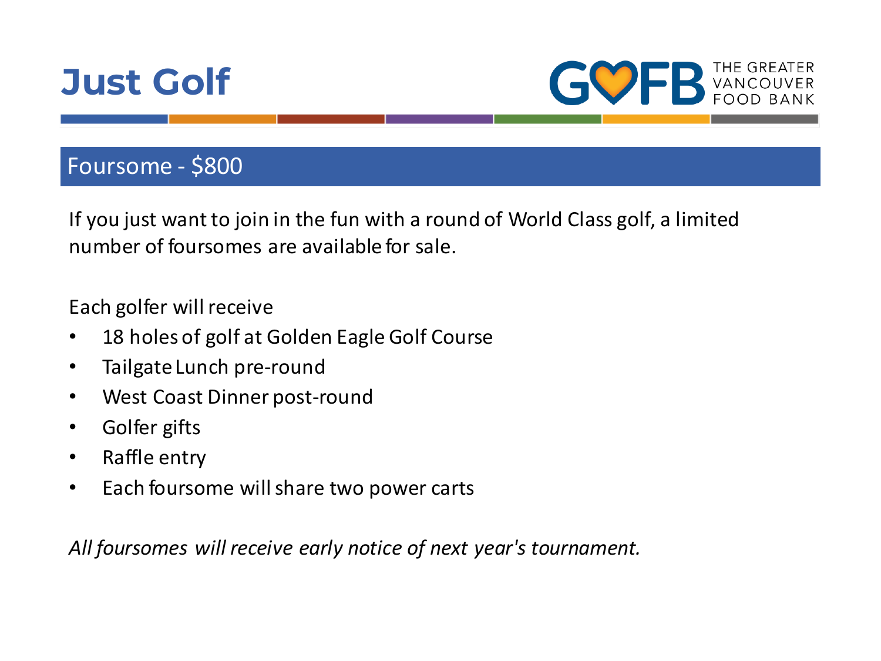# Just Golf

THE GREATER VANCOUVER FOOD BANK

## Foursome - $800

If you just want to join in the fun with a round of World Class golf, a limited number of foursomes are available for sale.

Each golfer will receive

- 18 holes of golf at Golden Eagle Golf Course
- Tailgate Lunch pre-round
- West Coast Dinner post-round
- Golfer gifts
- Raffle entry
- Each foursome will share two power carts

*All foursomes will receive early notice of next year's tournament.*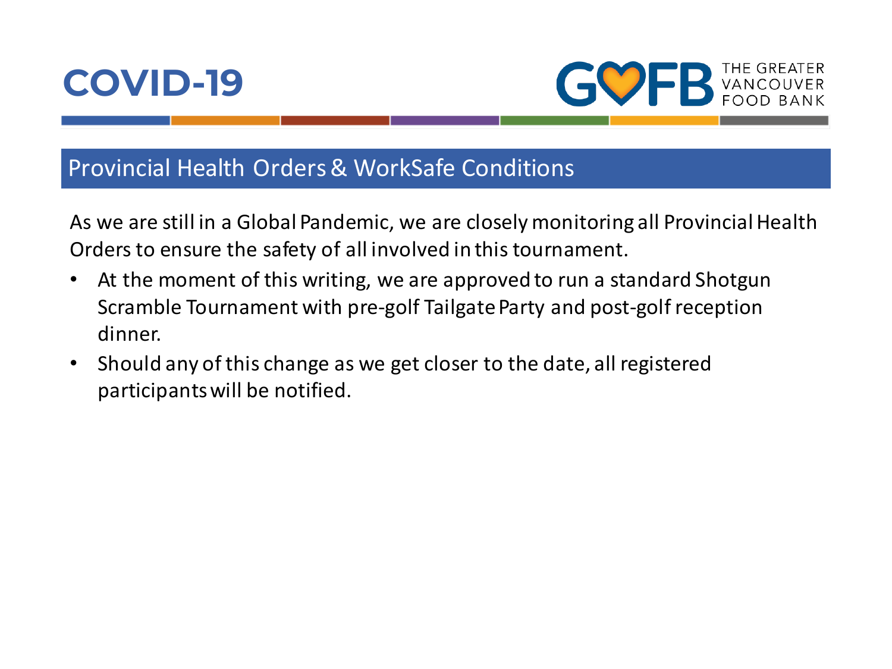# COVID-19

THE GREATER VANCOUVER FOOD BANK

## Provincial Health Orders & WorkSafe Conditions

As we are still in a Global Pandemic, we are closely monitoring all Provincial Health Orders to ensure the safety of all involved in this tournament.

- At the moment of this writing, we are approved to run a standard Shotgun Scramble Tournament with pre-golf Tailgate Party and post-golf reception dinner.
- Should any of this change as we get closer to the date, all registered participants will be notified.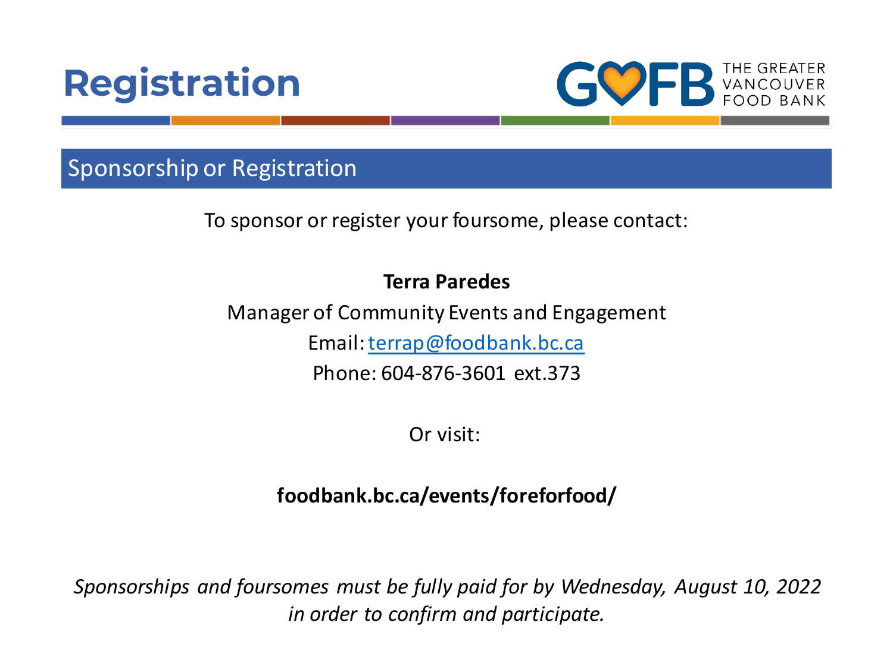# Registration

THE GREATER VANCOUVER FOOD BANK

## Sponsorship or Registration

To sponsor or register your foursome, please contact:

**Terra Paredes**

Manager of Community Events and Engagement

Email: terrap@foodbank.bc.ca

Phone: 604-876-3601 ext.373

Or visit:

**foodbank.bc.ca/events/foreforfood/**

*Sponsorships and foursomes must be fully paid for by Wednesday, August 10, 2022 in order to confirm and participate.*